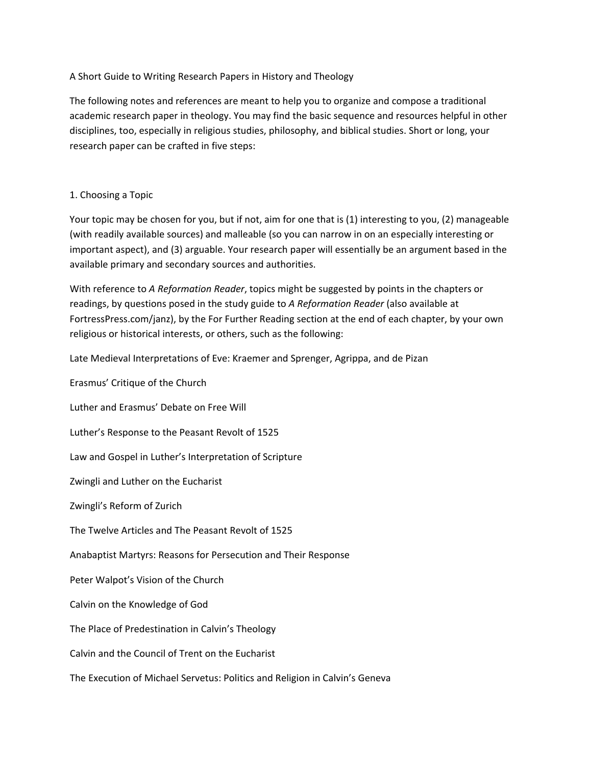# A Short Guide to Writing Research Papers in History and Theology

The following notes and references are meant to help you to organize and compose a traditional academic research paper in theology. You may find the basic sequence and resources helpful in other disciplines, too, especially in religious studies, philosophy, and biblical studies. Short or long, your research paper can be crafted in five steps:

## 1. Choosing a Topic

Your topic may be chosen for you, but if not, aim for one that is (1) interesting to you, (2) manageable (with readily available sources) and malleable (so you can narrow in on an especially interesting or important aspect), and (3) arguable. Your research paper will essentially be an argument based in the available primary and secondary sources and authorities.

With reference to *A Reformation Reader*, topics might be suggested by points in the chapters or readings, by questions posed in the study guide to *A Reformation Reader* (also available at FortressPress.com/janz), by the For Further Reading section at the end of each chapter, by your own religious or historical interests, or others, such as the following:

Late Medieval Interpretations of Eve: Kraemer and Sprenger, Agrippa, and de Pizan

Erasmus' Critique of the Church

Luther and Erasmus' Debate on Free Will

Luther's Response to the Peasant Revolt of 1525

Law and Gospel in Luther's Interpretation of Scripture

Zwingli and Luther on the Eucharist

Zwingli's Reform of Zurich

The Twelve Articles and The Peasant Revolt of 1525

Anabaptist Martyrs: Reasons for Persecution and Their Response

Peter Walpot's Vision of the Church

Calvin on the Knowledge of God

The Place of Predestination in Calvin's Theology

Calvin and the Council of Trent on the Eucharist

The Execution of Michael Servetus: Politics and Religion in Calvin's Geneva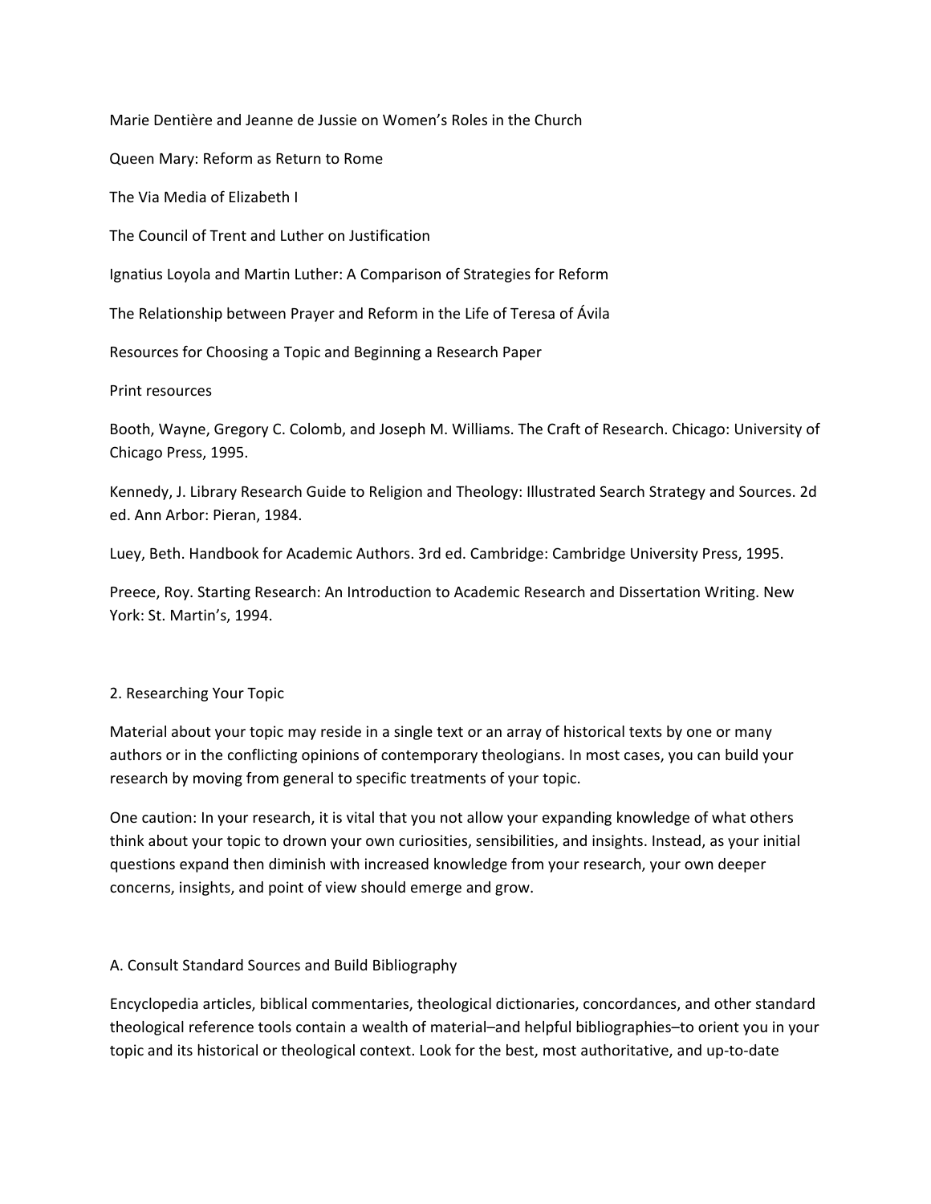Marie Dentière and Jeanne de Jussie on Women's Roles in the Church

Queen Mary: Reform as Return to Rome

The Via Media of Elizabeth I

The Council of Trent and Luther on Justification

Ignatius Loyola and Martin Luther: A Comparison of Strategies for Reform

The Relationship between Prayer and Reform in the Life of Teresa of Ávila

Resources for Choosing a Topic and Beginning a Research Paper

Print resources

Booth, Wayne, Gregory C. Colomb, and Joseph M. Williams. The Craft of Research. Chicago: University of Chicago Press, 1995.

Kennedy, J. Library Research Guide to Religion and Theology: Illustrated Search Strategy and Sources. 2d ed. Ann Arbor: Pieran, 1984.

Luey, Beth. Handbook for Academic Authors. 3rd ed. Cambridge: Cambridge University Press, 1995.

Preece, Roy. Starting Research: An Introduction to Academic Research and Dissertation Writing. New York: St. Martin's, 1994.

## 2. Researching Your Topic

Material about your topic may reside in a single text or an array of historical texts by one or many authors or in the conflicting opinions of contemporary theologians. In most cases, you can build your research by moving from general to specific treatments of your topic.

One caution: In your research, it is vital that you not allow your expanding knowledge of what others think about your topic to drown your own curiosities, sensibilities, and insights. Instead, as your initial questions expand then diminish with increased knowledge from your research, your own deeper concerns, insights, and point of view should emerge and grow.

### A. Consult Standard Sources and Build Bibliography

Encyclopedia articles, biblical commentaries, theological dictionaries, concordances, and other standard theological reference tools contain a wealth of material–and helpful bibliographies–to orient you in your topic and its historical or theological context. Look for the best, most authoritative, and up-to-date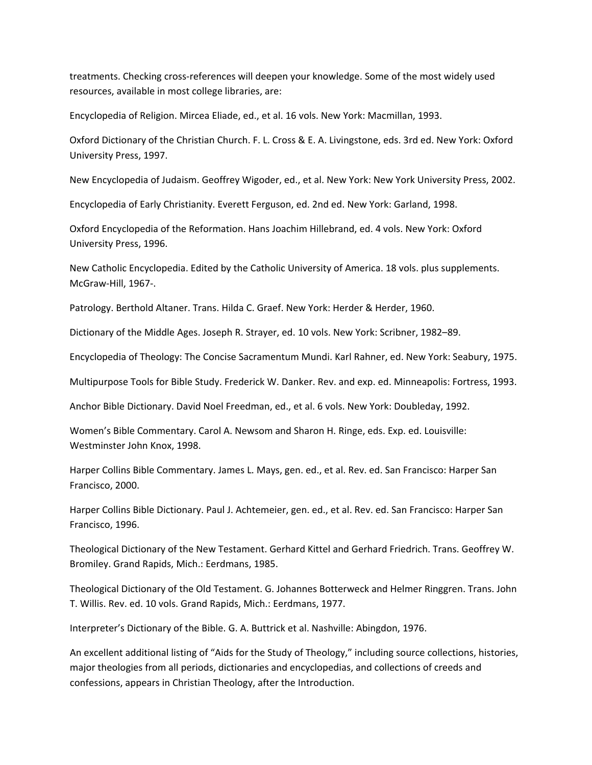treatments. Checking cross-references will deepen your knowledge. Some of the most widely used resources, available in most college libraries, are:

Encyclopedia of Religion. Mircea Eliade, ed., et al. 16 vols. New York: Macmillan, 1993.

Oxford Dictionary of the Christian Church. F. L. Cross & E. A. Livingstone, eds. 3rd ed. New York: Oxford University Press, 1997.

New Encyclopedia of Judaism. Geoffrey Wigoder, ed., et al. New York: New York University Press, 2002.

Encyclopedia of Early Christianity. Everett Ferguson, ed. 2nd ed. New York: Garland, 1998.

Oxford Encyclopedia of the Reformation. Hans Joachim Hillebrand, ed. 4 vols. New York: Oxford University Press, 1996.

New Catholic Encyclopedia. Edited by the Catholic University of America. 18 vols. plus supplements. McGraw-Hill, 1967-.

Patrology. Berthold Altaner. Trans. Hilda C. Graef. New York: Herder & Herder, 1960.

Dictionary of the Middle Ages. Joseph R. Strayer, ed. 10 vols. New York: Scribner, 1982–89.

Encyclopedia of Theology: The Concise Sacramentum Mundi. Karl Rahner, ed. New York: Seabury, 1975.

Multipurpose Tools for Bible Study. Frederick W. Danker. Rev. and exp. ed. Minneapolis: Fortress, 1993.

Anchor Bible Dictionary. David Noel Freedman, ed., et al. 6 vols. New York: Doubleday, 1992.

Women's Bible Commentary. Carol A. Newsom and Sharon H. Ringe, eds. Exp. ed. Louisville: Westminster John Knox, 1998.

Harper Collins Bible Commentary. James L. Mays, gen. ed., et al. Rev. ed. San Francisco: Harper San Francisco, 2000.

Harper Collins Bible Dictionary. Paul J. Achtemeier, gen. ed., et al. Rev. ed. San Francisco: Harper San Francisco, 1996.

Theological Dictionary of the New Testament. Gerhard Kittel and Gerhard Friedrich. Trans. Geoffrey W. Bromiley. Grand Rapids, Mich.: Eerdmans, 1985.

Theological Dictionary of the Old Testament. G. Johannes Botterweck and Helmer Ringgren. Trans. John T. Willis. Rev. ed. 10 vols. Grand Rapids, Mich.: Eerdmans, 1977.

Interpreter's Dictionary of the Bible. G. A. Buttrick et al. Nashville: Abingdon, 1976.

An excellent additional listing of "Aids for the Study of Theology," including source collections, histories, major theologies from all periods, dictionaries and encyclopedias, and collections of creeds and confessions, appears in Christian Theology, after the Introduction.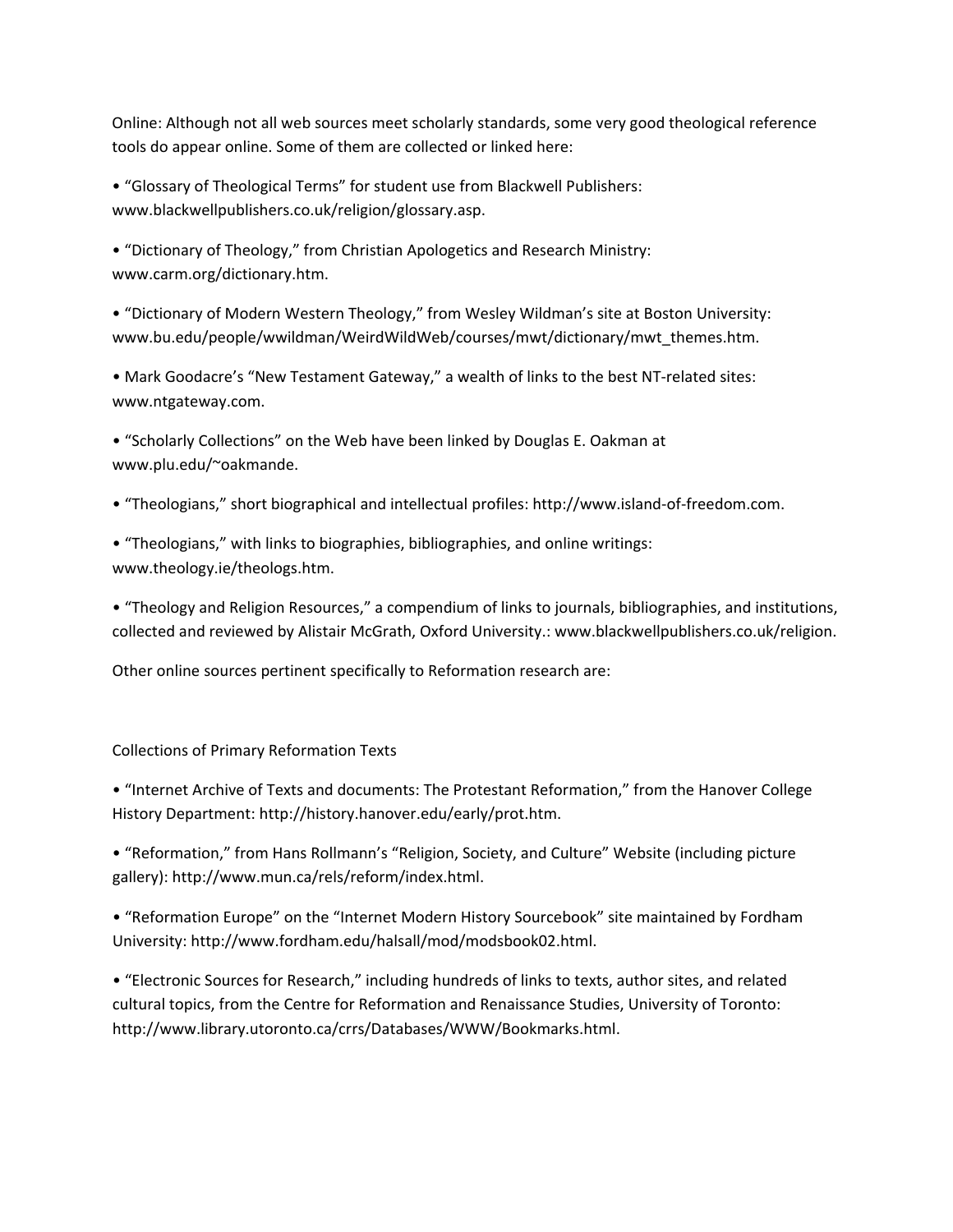Online: Although not all web sources meet scholarly standards, some very good theological reference tools do appear online. Some of them are collected or linked here:

- "Glossary of Theological Terms" for student use from Blackwell Publishers: www.blackwellpublishers.co.uk/religion/glossary.asp.
- "Dictionary of Theology," from Christian Apologetics and Research Ministry: www.carm.org/dictionary.htm.
- "Dictionary of Modern Western Theology," from Wesley Wildman's site at Boston University: www.bu.edu/people/wwildman/WeirdWildWeb/courses/mwt/dictionary/mwt_themes.htm.
- Mark Goodacre's "New Testament Gateway," a wealth of links to the best NT-related sites: www.ntgateway.com.
- "Scholarly Collections" on the Web have been linked by Douglas E. Oakman at www.plu.edu/~oakmande.
- "Theologians," short biographical and intellectual profiles: http://www.island-of-freedom.com.
- "Theologians," with links to biographies, bibliographies, and online writings: www.theology.ie/theologs.htm.
- "Theology and Religion Resources," a compendium of links to journals, bibliographies, and institutions, collected and reviewed by Alistair McGrath, Oxford University.: www.blackwellpublishers.co.uk/religion.

Other online sources pertinent specifically to Reformation research are:

Collections of Primary Reformation Texts

- "Internet Archive of Texts and documents: The Protestant Reformation," from the Hanover College History Department: http://history.hanover.edu/early/prot.htm.
- "Reformation," from Hans Rollmann's "Religion, Society, and Culture" Website (including picture gallery): http://www.mun.ca/rels/reform/index.html.
- "Reformation Europe" on the "Internet Modern History Sourcebook" site maintained by Fordham University: http://www.fordham.edu/halsall/mod/modsbook02.html.
- "Electronic Sources for Research," including hundreds of links to texts, author sites, and related cultural topics, from the Centre for Reformation and Renaissance Studies, University of Toronto: http://www.library.utoronto.ca/crrs/Databases/WWW/Bookmarks.html.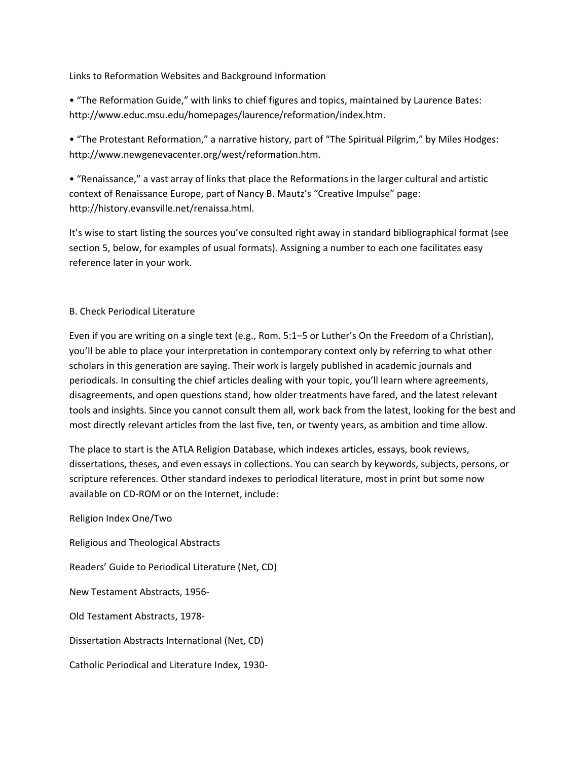Links to Reformation Websites and Background Information

- "The Reformation Guide," with links to chief figures and topics, maintained by Laurence Bates: http://www.educ.msu.edu/homepages/laurence/reformation/index.htm.
- "The Protestant Reformation," a narrative history, part of "The Spiritual Pilgrim," by Miles Hodges: http://www.newgenevacenter.org/west/reformation.htm.
- "Renaissance," a vast array of links that place the Reformations in the larger cultural and artistic context of Renaissance Europe, part of Nancy B. Mautz's "Creative Impulse" page: http://history.evansville.net/renaissa.html.

It's wise to start listing the sources you've consulted right away in standard bibliographical format (see section 5, below, for examples of usual formats). Assigning a number to each one facilitates easy reference later in your work.

## B. Check Periodical Literature

Even if you are writing on a single text (e.g., Rom. 5:1–5 or Luther's On the Freedom of a Christian), you'll be able to place your interpretation in contemporary context only by referring to what other scholars in this generation are saying. Their work is largely published in academic journals and periodicals. In consulting the chief articles dealing with your topic, you'll learn where agreements, disagreements, and open questions stand, how older treatments have fared, and the latest relevant tools and insights. Since you cannot consult them all, work back from the latest, looking for the best and most directly relevant articles from the last five, ten, or twenty years, as ambition and time allow.

The place to start is the ATLA Religion Database, which indexes articles, essays, book reviews, dissertations, theses, and even essays in collections. You can search by keywords, subjects, persons, or scripture references. Other standard indexes to periodical literature, most in print but some now available on CD-ROM or on the Internet, include:

Religion Index One/Two

Religious and Theological Abstracts

Readers' Guide to Periodical Literature (Net, CD)

New Testament Abstracts, 1956-

Old Testament Abstracts, 1978-

Dissertation Abstracts International (Net, CD)

Catholic Periodical and Literature Index, 1930-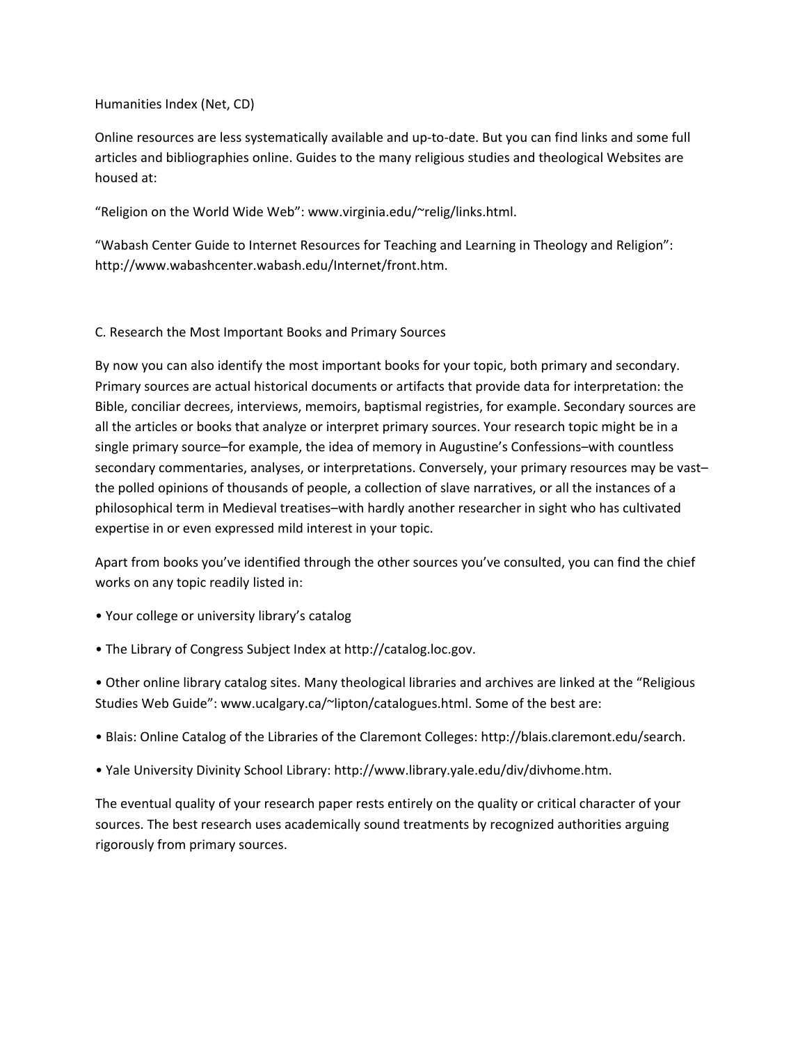Humanities Index (Net, CD)

Online resources are less systematically available and up-to-date. But you can find links and some full articles and bibliographies online. Guides to the many religious studies and theological Websites are housed at:

"Religion on the World Wide Web": www.virginia.edu/~relig/links.html.

"Wabash Center Guide to Internet Resources for Teaching and Learning in Theology and Religion": http://www.wabashcenter.wabash.edu/Internet/front.htm.

## C. Research the Most Important Books and Primary Sources

By now you can also identify the most important books for your topic, both primary and secondary. Primary sources are actual historical documents or artifacts that provide data for interpretation: the Bible, conciliar decrees, interviews, memoirs, baptismal registries, for example. Secondary sources are all the articles or books that analyze or interpret primary sources. Your research topic might be in a single primary source–for example, the idea of memory in Augustine's Confessions–with countless secondary commentaries, analyses, or interpretations. Conversely, your primary resources may be vast–the polled opinions of thousands of people, a collection of slave narratives, or all the instances of a philosophical term in Medieval treatises–with hardly another researcher in sight who has cultivated expertise in or even expressed mild interest in your topic.

Apart from books you've identified through the other sources you've consulted, you can find the chief works on any topic readily listed in:

- Your college or university library's catalog
- The Library of Congress Subject Index at http://catalog.loc.gov.
- Other online library catalog sites. Many theological libraries and archives are linked at the "Religious Studies Web Guide": www.ucalgary.ca/~lipton/catalogues.html. Some of the best are:
- Blais: Online Catalog of the Libraries of the Claremont Colleges: http://blais.claremont.edu/search.
- Yale University Divinity School Library: http://www.library.yale.edu/div/divhome.htm.

The eventual quality of your research paper rests entirely on the quality or critical character of your sources. The best research uses academically sound treatments by recognized authorities arguing rigorously from primary sources.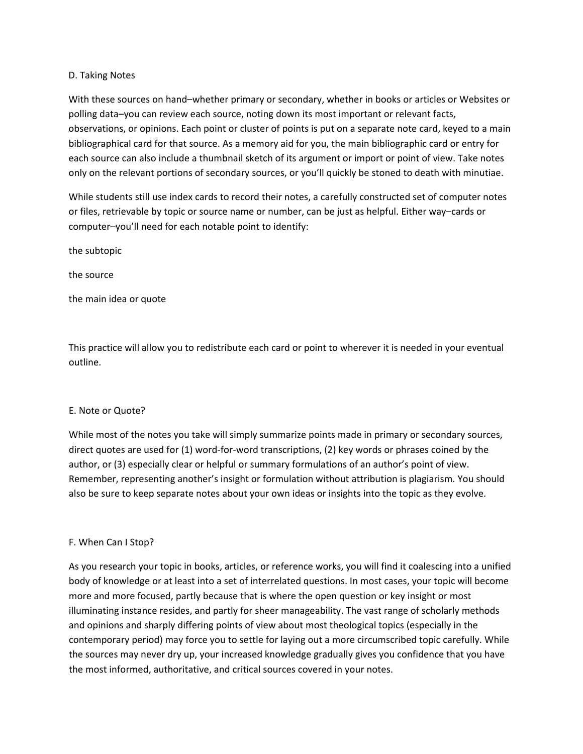## D. Taking Notes

With these sources on hand–whether primary or secondary, whether in books or articles or Websites or polling data–you can review each source, noting down its most important or relevant facts, observations, or opinions. Each point or cluster of points is put on a separate note card, keyed to a main bibliographical card for that source. As a memory aid for you, the main bibliographic card or entry for each source can also include a thumbnail sketch of its argument or import or point of view. Take notes only on the relevant portions of secondary sources, or you'll quickly be stoned to death with minutiae.

While students still use index cards to record their notes, a carefully constructed set of computer notes or files, retrievable by topic or source name or number, can be just as helpful. Either way–cards or computer–you'll need for each notable point to identify:

- the subtopic
- the source
- the main idea or quote

This practice will allow you to redistribute each card or point to wherever it is needed in your eventual outline.

## E. Note or Quote?

While most of the notes you take will simply summarize points made in primary or secondary sources, direct quotes are used for (1) word-for-word transcriptions, (2) key words or phrases coined by the author, or (3) especially clear or helpful or summary formulations of an author's point of view. Remember, representing another's insight or formulation without attribution is plagiarism. You should also be sure to keep separate notes about your own ideas or insights into the topic as they evolve.

## F. When Can I Stop?

As you research your topic in books, articles, or reference works, you will find it coalescing into a unified body of knowledge or at least into a set of interrelated questions. In most cases, your topic will become more and more focused, partly because that is where the open question or key insight or most illuminating instance resides, and partly for sheer manageability. The vast range of scholarly methods and opinions and sharply differing points of view about most theological topics (especially in the contemporary period) may force you to settle for laying out a more circumscribed topic carefully. While the sources may never dry up, your increased knowledge gradually gives you confidence that you have the most informed, authoritative, and critical sources covered in your notes.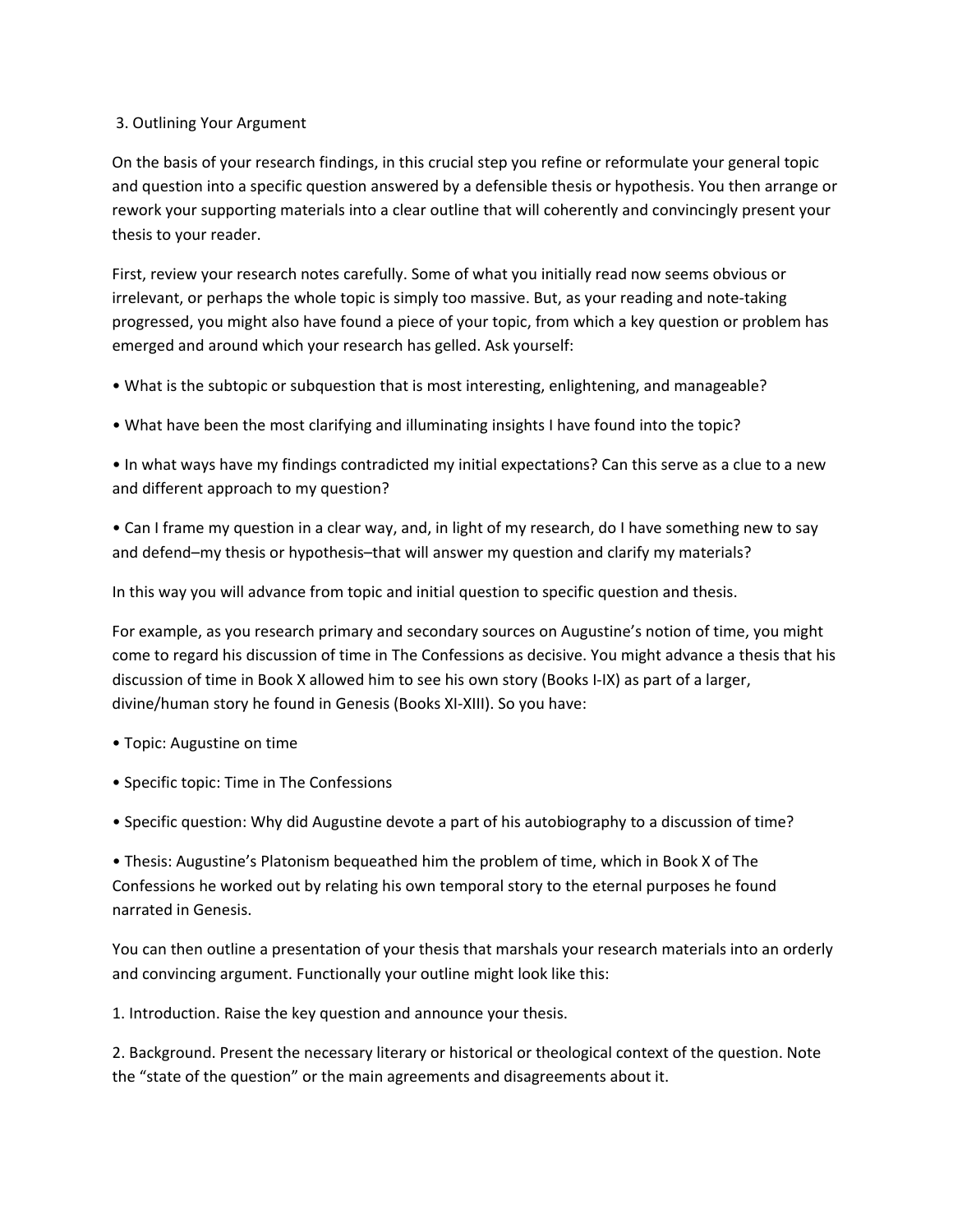## 3. Outlining Your Argument

On the basis of your research findings, in this crucial step you refine or reformulate your general topic and question into a specific question answered by a defensible thesis or hypothesis. You then arrange or rework your supporting materials into a clear outline that will coherently and convincingly present your thesis to your reader.

First, review your research notes carefully. Some of what you initially read now seems obvious or irrelevant, or perhaps the whole topic is simply too massive. But, as your reading and note-taking progressed, you might also have found a piece of your topic, from which a key question or problem has emerged and around which your research has gelled. Ask yourself:

- What is the subtopic or subquestion that is most interesting, enlightening, and manageable?
- What have been the most clarifying and illuminating insights I have found into the topic?
- In what ways have my findings contradicted my initial expectations? Can this serve as a clue to a new and different approach to my question?
- Can I frame my question in a clear way, and, in light of my research, do I have something new to say and defend–my thesis or hypothesis–that will answer my question and clarify my materials?

In this way you will advance from topic and initial question to specific question and thesis.

For example, as you research primary and secondary sources on Augustine's notion of time, you might come to regard his discussion of time in The Confessions as decisive. You might advance a thesis that his discussion of time in Book X allowed him to see his own story (Books I-IX) as part of a larger, divine/human story he found in Genesis (Books XI-XIII). So you have:

- Topic: Augustine on time
- Specific topic: Time in The Confessions
- Specific question: Why did Augustine devote a part of his autobiography to a discussion of time?
- Thesis: Augustine's Platonism bequeathed him the problem of time, which in Book X of The Confessions he worked out by relating his own temporal story to the eternal purposes he found narrated in Genesis.

You can then outline a presentation of your thesis that marshals your research materials into an orderly and convincing argument. Functionally your outline might look like this:

1. Introduction. Raise the key question and announce your thesis.
2. Background. Present the necessary literary or historical or theological context of the question. Note the "state of the question" or the main agreements and disagreements about it.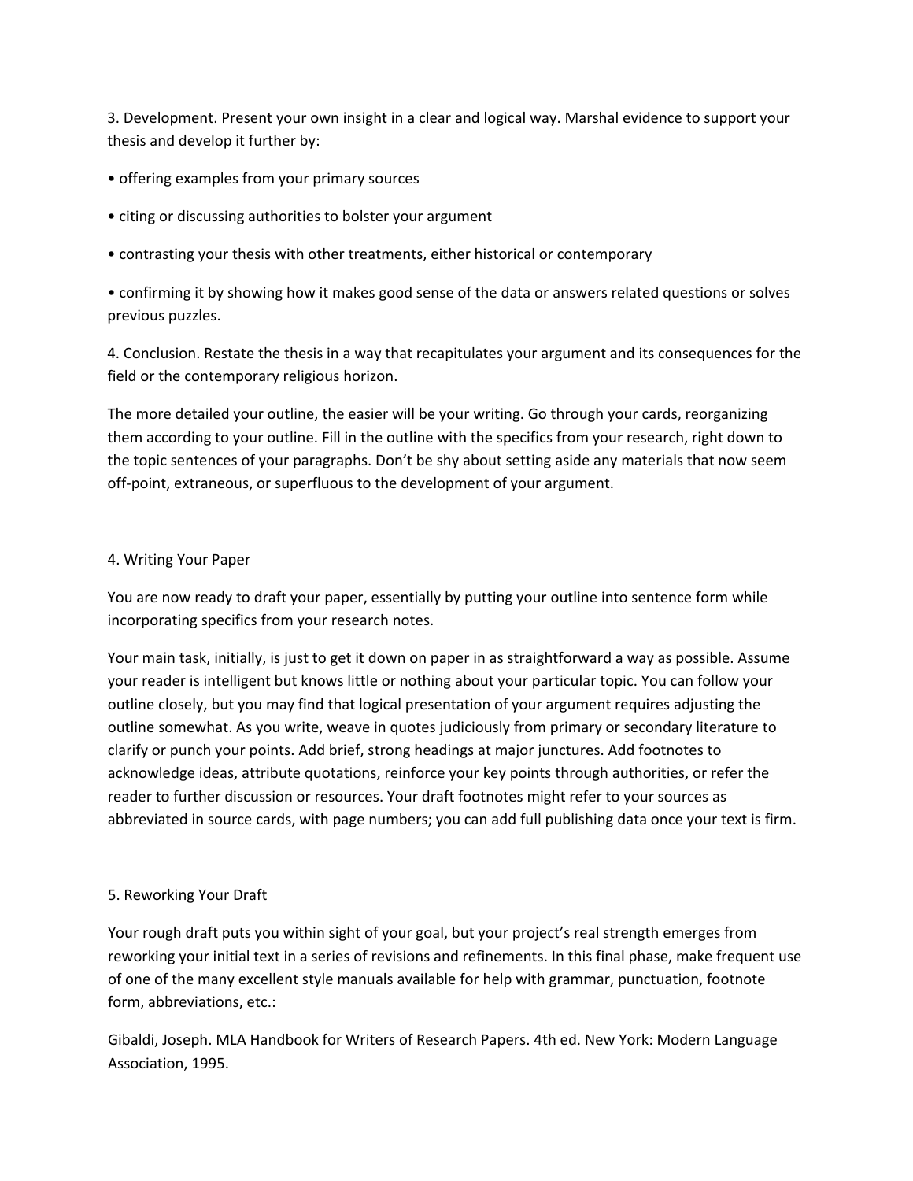3. Development. Present your own insight in a clear and logical way. Marshal evidence to support your thesis and develop it further by:

- offering examples from your primary sources
- citing or discussing authorities to bolster your argument
- contrasting your thesis with other treatments, either historical or contemporary
- confirming it by showing how it makes good sense of the data or answers related questions or solves previous puzzles.

4. Conclusion. Restate the thesis in a way that recapitulates your argument and its consequences for the field or the contemporary religious horizon.

The more detailed your outline, the easier will be your writing. Go through your cards, reorganizing them according to your outline. Fill in the outline with the specifics from your research, right down to the topic sentences of your paragraphs. Don't be shy about setting aside any materials that now seem off-point, extraneous, or superfluous to the development of your argument.

## 4. Writing Your Paper

You are now ready to draft your paper, essentially by putting your outline into sentence form while incorporating specifics from your research notes.

Your main task, initially, is just to get it down on paper in as straightforward a way as possible. Assume your reader is intelligent but knows little or nothing about your particular topic. You can follow your outline closely, but you may find that logical presentation of your argument requires adjusting the outline somewhat. As you write, weave in quotes judiciously from primary or secondary literature to clarify or punch your points. Add brief, strong headings at major junctures. Add footnotes to acknowledge ideas, attribute quotations, reinforce your key points through authorities, or refer the reader to further discussion or resources. Your draft footnotes might refer to your sources as abbreviated in source cards, with page numbers; you can add full publishing data once your text is firm.

## 5. Reworking Your Draft

Your rough draft puts you within sight of your goal, but your project's real strength emerges from reworking your initial text in a series of revisions and refinements. In this final phase, make frequent use of one of the many excellent style manuals available for help with grammar, punctuation, footnote form, abbreviations, etc.:

Gibaldi, Joseph. MLA Handbook for Writers of Research Papers. 4th ed. New York: Modern Language Association, 1995.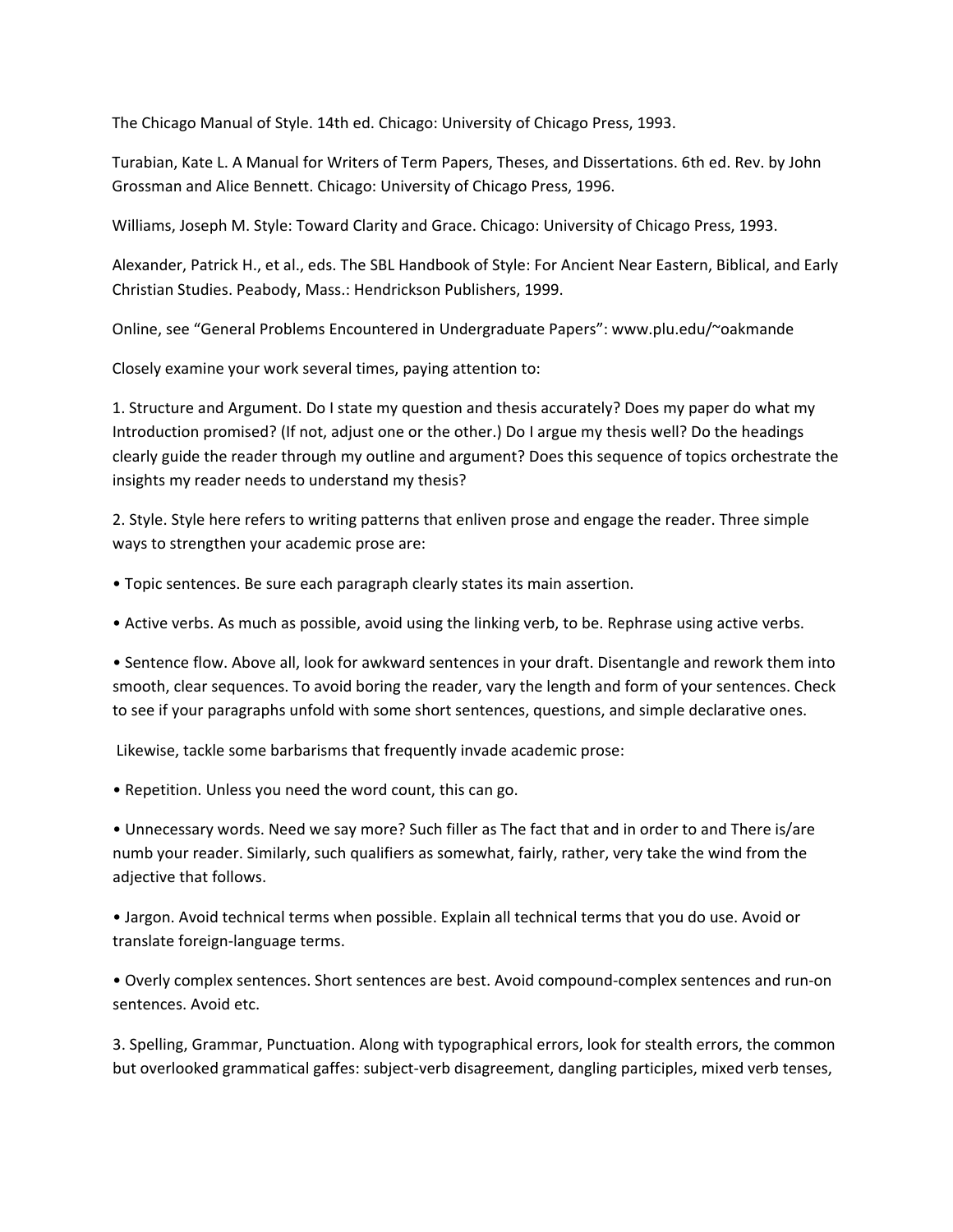The Chicago Manual of Style. 14th ed. Chicago: University of Chicago Press, 1993.

Turabian, Kate L. A Manual for Writers of Term Papers, Theses, and Dissertations. 6th ed. Rev. by John Grossman and Alice Bennett. Chicago: University of Chicago Press, 1996.

Williams, Joseph M. Style: Toward Clarity and Grace. Chicago: University of Chicago Press, 1993.

Alexander, Patrick H., et al., eds. The SBL Handbook of Style: For Ancient Near Eastern, Biblical, and Early Christian Studies. Peabody, Mass.: Hendrickson Publishers, 1999.

Online, see "General Problems Encountered in Undergraduate Papers": www.plu.edu/~oakmande

Closely examine your work several times, paying attention to:

1. Structure and Argument. Do I state my question and thesis accurately? Does my paper do what my Introduction promised? (If not, adjust one or the other.) Do I argue my thesis well? Do the headings clearly guide the reader through my outline and argument? Does this sequence of topics orchestrate the insights my reader needs to understand my thesis?

2. Style. Style here refers to writing patterns that enliven prose and engage the reader. Three simple ways to strengthen your academic prose are:

- Topic sentences. Be sure each paragraph clearly states its main assertion.
- Active verbs. As much as possible, avoid using the linking verb, to be. Rephrase using active verbs.
- Sentence flow. Above all, look for awkward sentences in your draft. Disentangle and rework them into smooth, clear sequences. To avoid boring the reader, vary the length and form of your sentences. Check to see if your paragraphs unfold with some short sentences, questions, and simple declarative ones.

Likewise, tackle some barbarisms that frequently invade academic prose:

- Repetition. Unless you need the word count, this can go.
- Unnecessary words. Need we say more? Such filler as The fact that and in order to and There is/are numb your reader. Similarly, such qualifiers as somewhat, fairly, rather, very take the wind from the adjective that follows.
- Jargon. Avoid technical terms when possible. Explain all technical terms that you do use. Avoid or translate foreign-language terms.
- Overly complex sentences. Short sentences are best. Avoid compound-complex sentences and run-on sentences. Avoid etc.

3. Spelling, Grammar, Punctuation. Along with typographical errors, look for stealth errors, the common but overlooked grammatical gaffes: subject-verb disagreement, dangling participles, mixed verb tenses,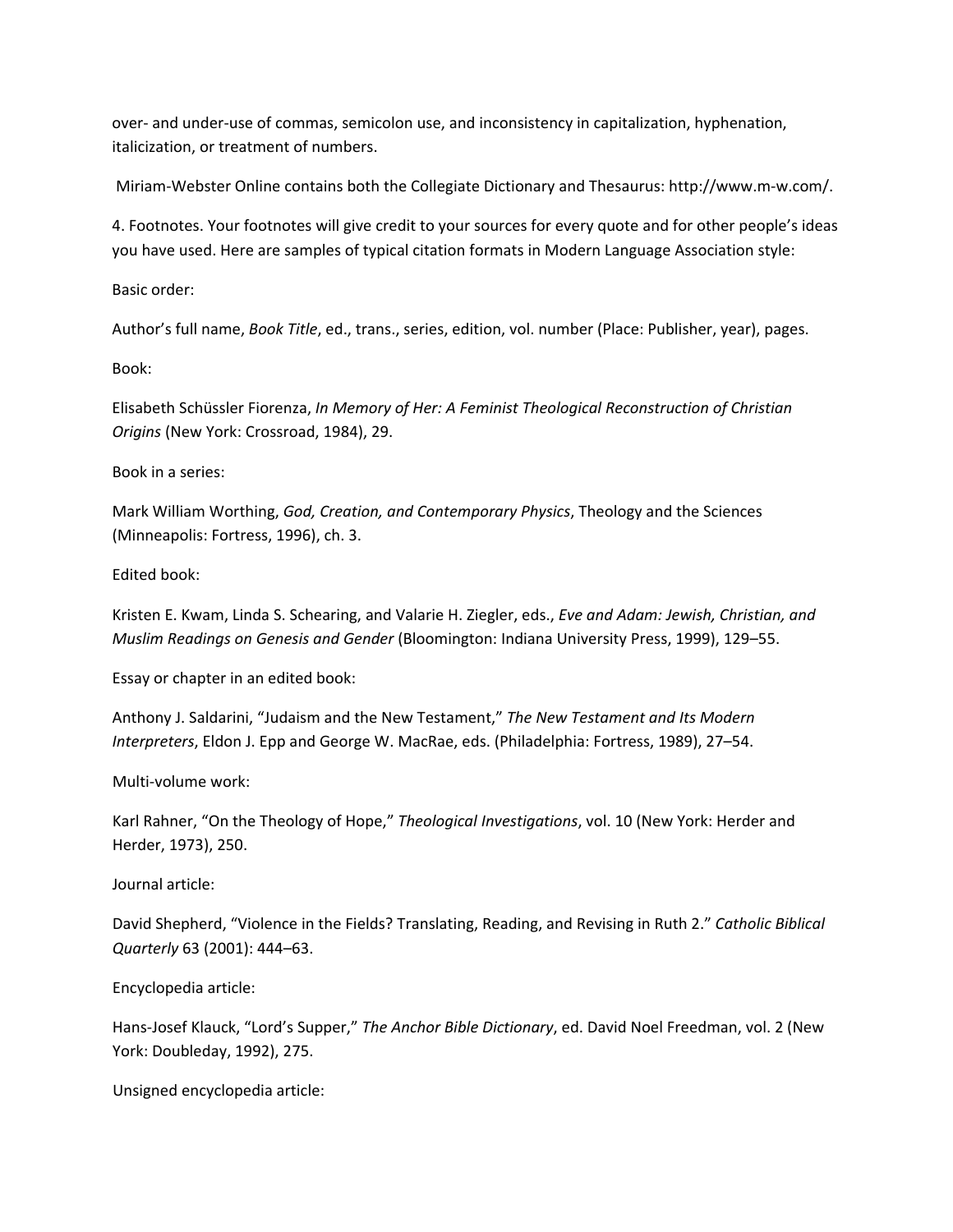over- and under-use of commas, semicolon use, and inconsistency in capitalization, hyphenation, italicization, or treatment of numbers.

Miriam-Webster Online contains both the Collegiate Dictionary and Thesaurus: http://www.m-w.com/.

4. Footnotes. Your footnotes will give credit to your sources for every quote and for other people's ideas you have used. Here are samples of typical citation formats in Modern Language Association style:

Basic order:

Author's full name, *Book Title*, ed., trans., series, edition, vol. number (Place: Publisher, year), pages.

Book:

Elisabeth Schüssler Fiorenza, *In Memory of Her: A Feminist Theological Reconstruction of Christian Origins* (New York: Crossroad, 1984), 29.

Book in a series:

Mark William Worthing, *God, Creation, and Contemporary Physics*, Theology and the Sciences (Minneapolis: Fortress, 1996), ch. 3.

Edited book:

Kristen E. Kwam, Linda S. Schearing, and Valarie H. Ziegler, eds., *Eve and Adam: Jewish, Christian, and Muslim Readings on Genesis and Gender* (Bloomington: Indiana University Press, 1999), 129–55.

Essay or chapter in an edited book:

Anthony J. Saldarini, "Judaism and the New Testament," *The New Testament and Its Modern Interpreters*, Eldon J. Epp and George W. MacRae, eds. (Philadelphia: Fortress, 1989), 27–54.

Multi-volume work:

Karl Rahner, "On the Theology of Hope," *Theological Investigations*, vol. 10 (New York: Herder and Herder, 1973), 250.

Journal article:

David Shepherd, "Violence in the Fields? Translating, Reading, and Revising in Ruth 2." *Catholic Biblical Quarterly* 63 (2001): 444–63.

Encyclopedia article:

Hans-Josef Klauck, "Lord's Supper," *The Anchor Bible Dictionary*, ed. David Noel Freedman, vol. 2 (New York: Doubleday, 1992), 275.

Unsigned encyclopedia article: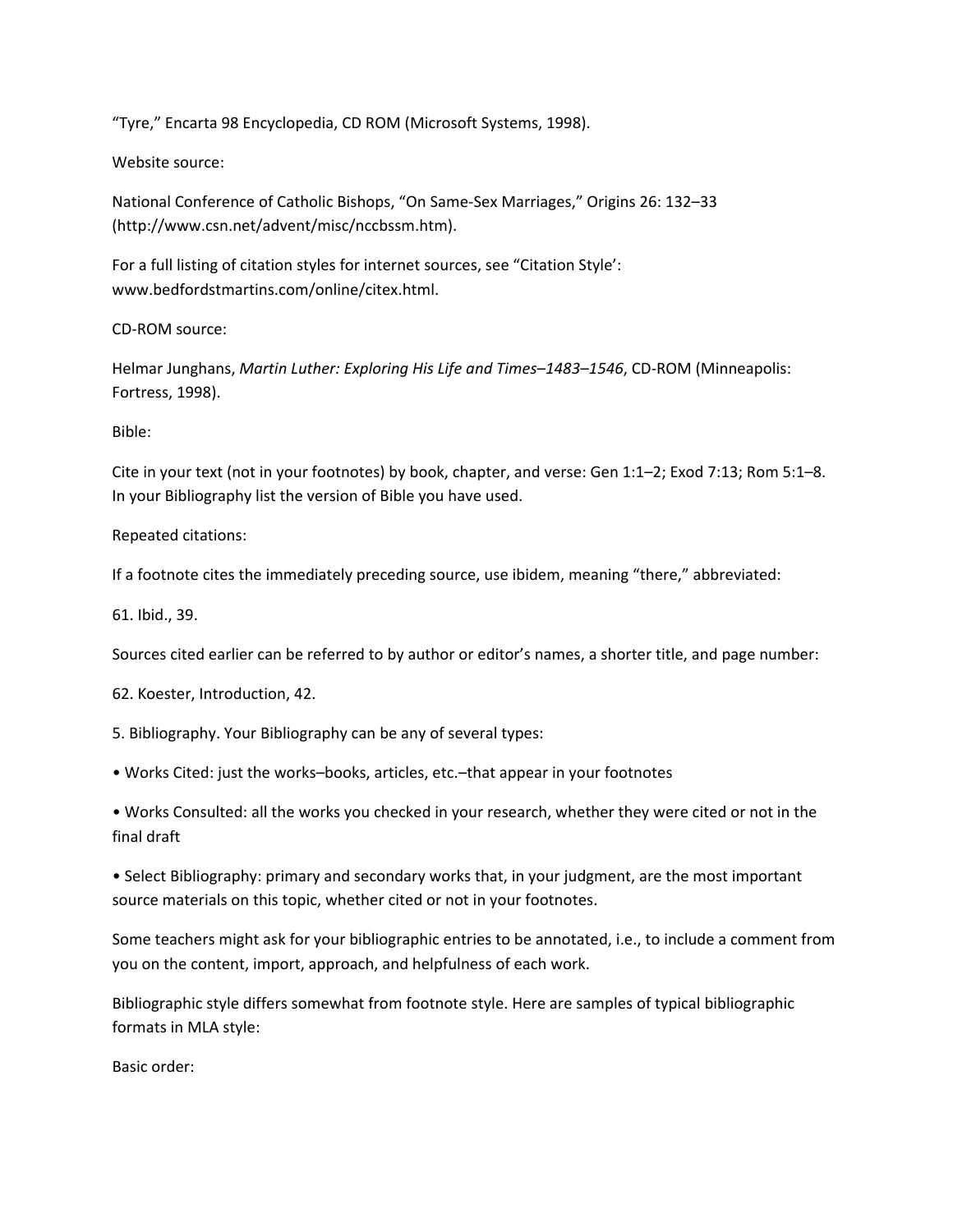"Tyre," Encarta 98 Encyclopedia, CD ROM (Microsoft Systems, 1998).

Website source:

National Conference of Catholic Bishops, "On Same-Sex Marriages," Origins 26: 132–33 (http://www.csn.net/advent/misc/nccbssm.htm).

For a full listing of citation styles for internet sources, see "Citation Style': www.bedfordstmartins.com/online/citex.html.

CD-ROM source:

Helmar Junghans, *Martin Luther: Exploring His Life and Times–1483–1546*, CD-ROM (Minneapolis: Fortress, 1998).

Bible:

Cite in your text (not in your footnotes) by book, chapter, and verse: Gen 1:1–2; Exod 7:13; Rom 5:1–8. In your Bibliography list the version of Bible you have used.

Repeated citations:

If a footnote cites the immediately preceding source, use ibidem, meaning "there," abbreviated:

61. Ibid., 39.

Sources cited earlier can be referred to by author or editor's names, a shorter title, and page number:

62. Koester, Introduction, 42.

5. Bibliography. Your Bibliography can be any of several types:

- Works Cited: just the works–books, articles, etc.–that appear in your footnotes
- Works Consulted: all the works you checked in your research, whether they were cited or not in the final draft
- Select Bibliography: primary and secondary works that, in your judgment, are the most important source materials on this topic, whether cited or not in your footnotes.

Some teachers might ask for your bibliographic entries to be annotated, i.e., to include a comment from you on the content, import, approach, and helpfulness of each work.

Bibliographic style differs somewhat from footnote style. Here are samples of typical bibliographic formats in MLA style:

Basic order: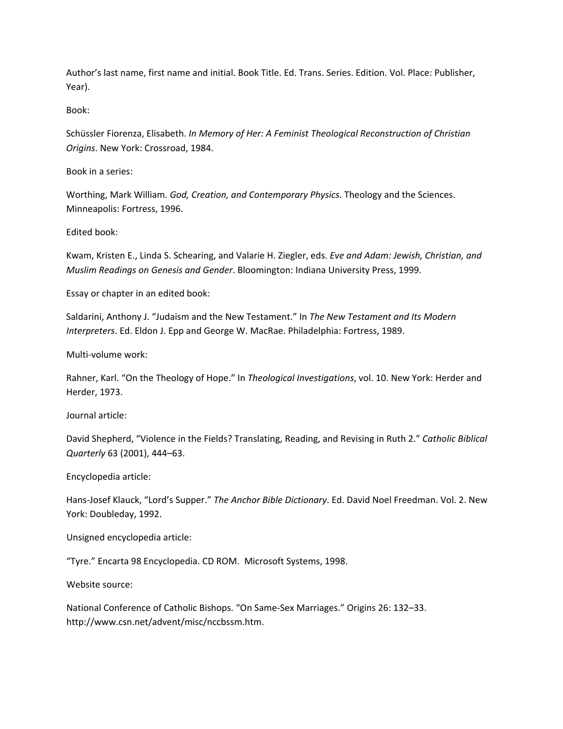Author's last name, first name and initial. Book Title. Ed. Trans. Series. Edition. Vol. Place: Publisher, Year).

Book:

Schüssler Fiorenza, Elisabeth. *In Memory of Her: A Feminist Theological Reconstruction of Christian Origins*. New York: Crossroad, 1984.

Book in a series:

Worthing, Mark William. *God, Creation, and Contemporary Physics*. Theology and the Sciences. Minneapolis: Fortress, 1996.

Edited book:

Kwam, Kristen E., Linda S. Schearing, and Valarie H. Ziegler, eds. *Eve and Adam: Jewish, Christian, and Muslim Readings on Genesis and Gender*. Bloomington: Indiana University Press, 1999.

Essay or chapter in an edited book:

Saldarini, Anthony J. "Judaism and the New Testament." In *The New Testament and Its Modern Interpreters*. Ed. Eldon J. Epp and George W. MacRae. Philadelphia: Fortress, 1989.

Multi-volume work:

Rahner, Karl. "On the Theology of Hope." In *Theological Investigations*, vol. 10. New York: Herder and Herder, 1973.

Journal article:

David Shepherd, "Violence in the Fields? Translating, Reading, and Revising in Ruth 2." *Catholic Biblical Quarterly* 63 (2001), 444–63.

Encyclopedia article:

Hans-Josef Klauck, "Lord's Supper." *The Anchor Bible Dictionary*. Ed. David Noel Freedman. Vol. 2. New York: Doubleday, 1992.

Unsigned encyclopedia article:

"Tyre." Encarta 98 Encyclopedia. CD ROM. Microsoft Systems, 1998.

Website source:

National Conference of Catholic Bishops. "On Same-Sex Marriages." Origins 26: 132–33. http://www.csn.net/advent/misc/nccbssm.htm.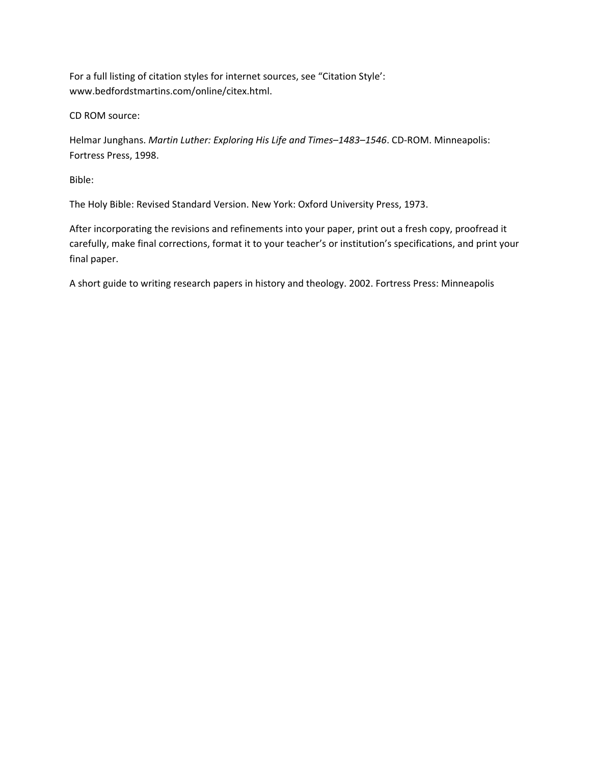For a full listing of citation styles for internet sources, see "Citation Style': www.bedfordstmartins.com/online/citex.html.

CD ROM source:

Helmar Junghans. *Martin Luther: Exploring His Life and Times–1483–1546*. CD-ROM. Minneapolis: Fortress Press, 1998.

Bible:

The Holy Bible: Revised Standard Version. New York: Oxford University Press, 1973.

After incorporating the revisions and refinements into your paper, print out a fresh copy, proofread it carefully, make final corrections, format it to your teacher's or institution's specifications, and print your final paper.

A short guide to writing research papers in history and theology. 2002. Fortress Press: Minneapolis